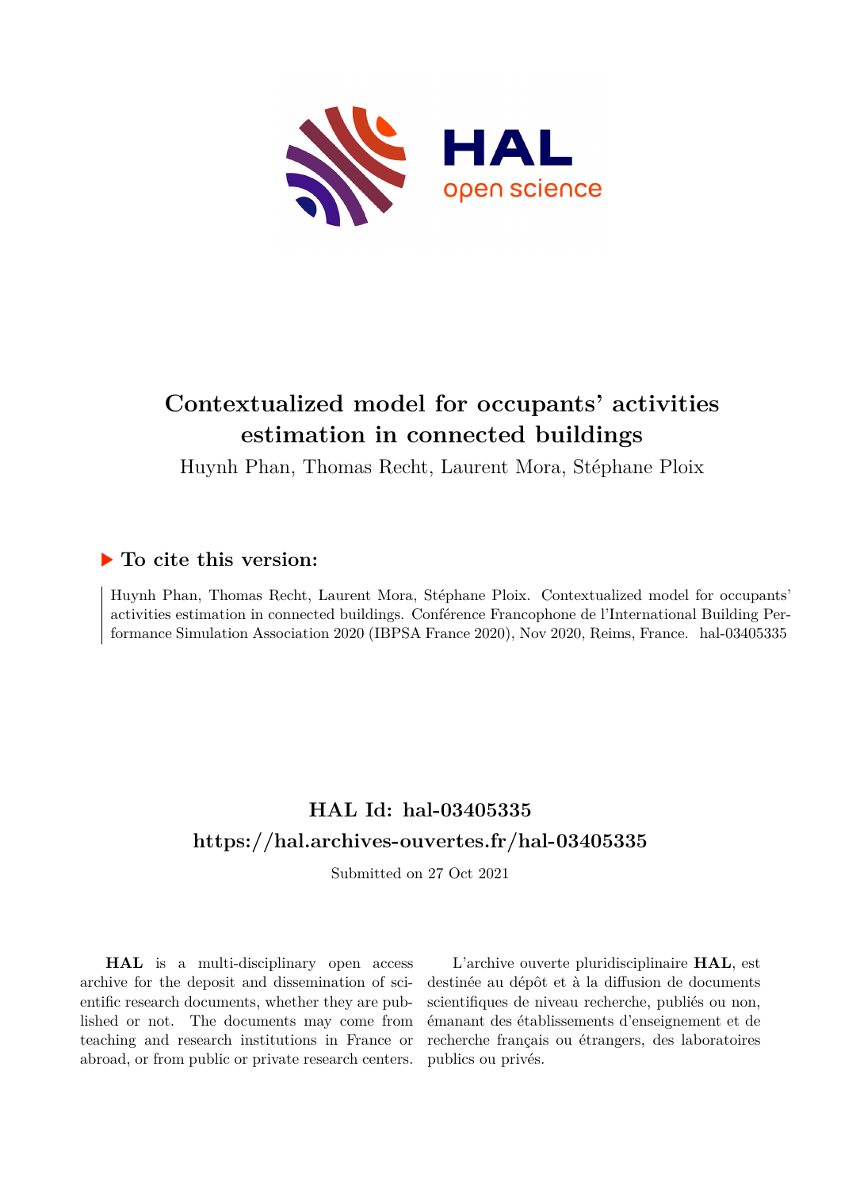# Contextualized model for occupants' activities estimation in connected buildings

Huynh Phan, Thomas Recht, Laurent Mora, Stéphane Ploix

## ▶ To cite this version:

Huynh Phan, Thomas Recht, Laurent Mora, Stéphane Ploix. Contextualized model for occupants' activities estimation in connected buildings. Conférence Francophone de l'International Building Performance Simulation Association 2020 (IBPSA France 2020), Nov 2020, Reims, France. hal-03405335

## HAL Id: hal-03405335

## https://hal.archives-ouvertes.fr/hal-03405335

Submitted on 27 Oct 2021

**HAL** is a multi-disciplinary open access archive for the deposit and dissemination of scientific research documents, whether they are published or not. The documents may come from teaching and research institutions in France or abroad, or from public or private research centers.

L'archive ouverte pluridisciplinaire **HAL**, est destinée au dépôt et à la diffusion de documents scientifiques de niveau recherche, publiés ou non, émanant des établissements d'enseignement et de recherche français ou étrangers, des laboratoires publics ou privés.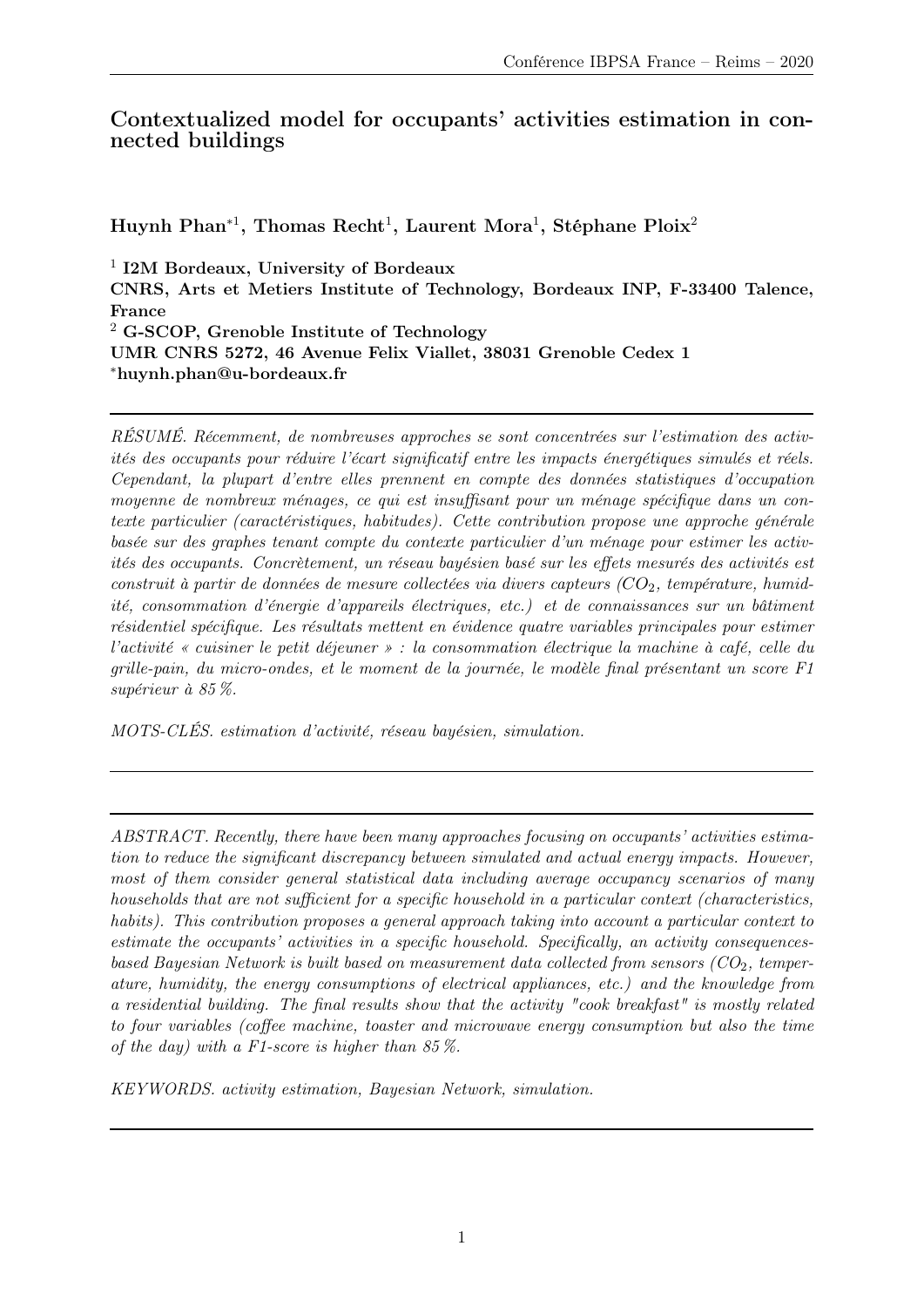# Contextualized model for occupants' activities estimation in connected buildings

**Huynh Phan*[1], Thomas Recht[1], Laurent Mora[1], Stéphane Ploix[2]**

[1] **I2M Bordeaux, University of Bordeaux**
**CNRS, Arts et Metiers Institute of Technology, Bordeaux INP, F-33400 Talence, France**
[2] **G-SCOP, Grenoble Institute of Technology**
**UMR CNRS 5272, 46 Avenue Felix Viallet, 38031 Grenoble Cedex 1**
***huynh.phan@u-bordeaux.fr**

---

*RÉSUMÉ. Récemment, de nombreuses approches se sont concentrées sur l'estimation des activités des occupants pour réduire l'écart significatif entre les impacts énergétiques simulés et réels. Cependant, la plupart d'entre elles prennent en compte des données statistiques d'occupation moyenne de nombreux ménages, ce qui est insuffisant pour un ménage spécifique dans un contexte particulier (caractéristiques, habitudes). Cette contribution propose une approche générale basée sur des graphes tenant compte du contexte particulier d'un ménage pour estimer les activités des occupants. Concrètement, un réseau bayésien basé sur les effets mesurés des activités est construit à partir de données de mesure collectées via divers capteurs ($CO_2$, température, humidité, consommation d'énergie d'appareils électriques, etc.) et de connaissances sur un bâtiment résidentiel spécifique. Les résultats mettent en évidence quatre variables principales pour estimer l'activité « cuisiner le petit déjeuner » : la consommation électrique la machine à café, celle du grille-pain, du micro-ondes, et le moment de la journée, le modèle final présentant un score F1 supérieur à 85 %.*

*MOTS-CLÉS. estimation d'activité, réseau bayésien, simulation.*

---

---

*ABSTRACT. Recently, there have been many approaches focusing on occupants' activities estimation to reduce the significant discrepancy between simulated and actual energy impacts. However, most of them consider general statistical data including average occupancy scenarios of many households that are not sufficient for a specific household in a particular context (characteristics, habits). This contribution proposes a general approach taking into account a particular context to estimate the occupants' activities in a specific household. Specifically, an activity consequences-based Bayesian Network is built based on measurement data collected from sensors ($CO_2$, temperature, humidity, the energy consumptions of electrical appliances, etc.) and the knowledge from a residential building. The final results show that the activity "cook breakfast" is mostly related to four variables (coffee machine, toaster and microwave energy consumption but also the time of the day) with a F1-score is higher than 85 %.*

*KEYWORDS. activity estimation, Bayesian Network, simulation.*

---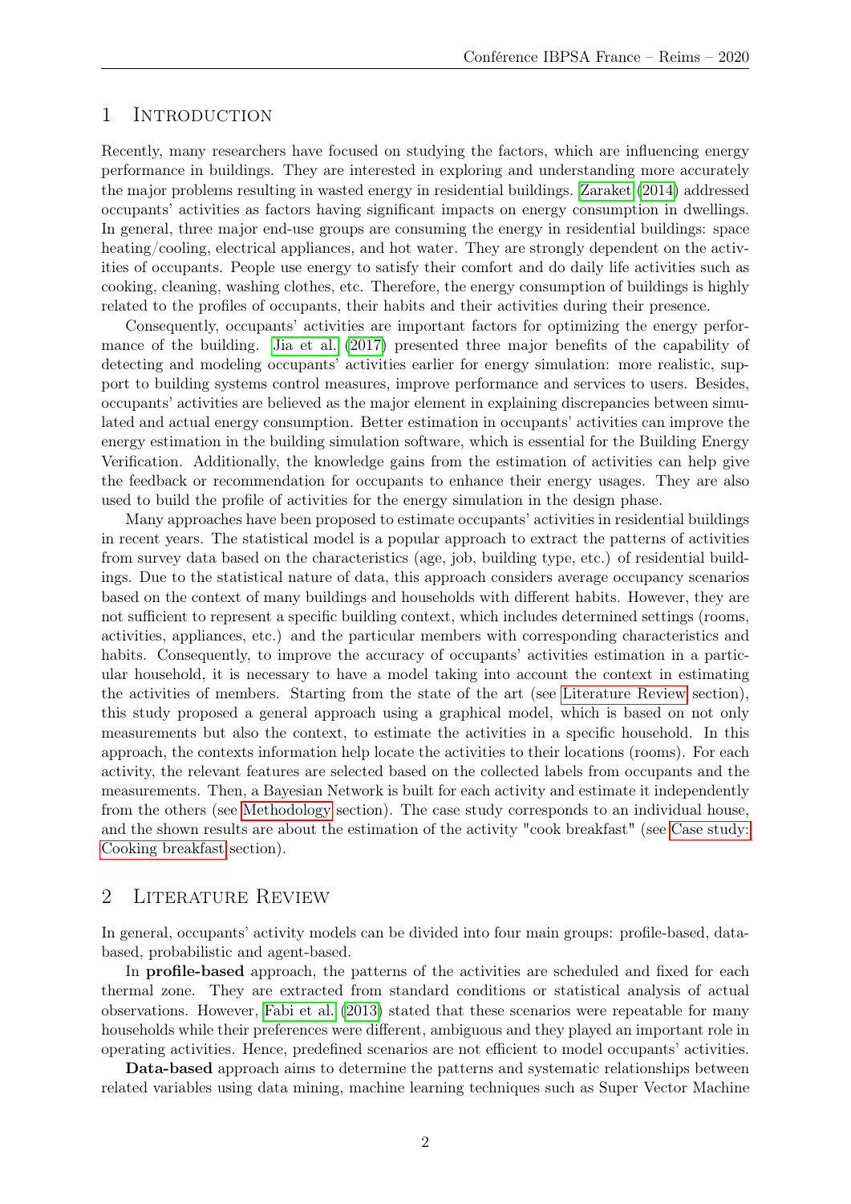## 1 Introduction

Recently, many researchers have focused on studying the factors, which are influencing energy performance in buildings. They are interested in exploring and understanding more accurately the major problems resulting in wasted energy in residential buildings. Zaraket (2014) addressed occupants' activities as factors having significant impacts on energy consumption in dwellings. In general, three major end-use groups are consuming the energy in residential buildings: space heating/cooling, electrical appliances, and hot water. They are strongly dependent on the activities of occupants. People use energy to satisfy their comfort and do daily life activities such as cooking, cleaning, washing clothes, etc. Therefore, the energy consumption of buildings is highly related to the profiles of occupants, their habits and their activities during their presence.

Consequently, occupants' activities are important factors for optimizing the energy performance of the building. Jia et al. (2017) presented three major benefits of the capability of detecting and modeling occupants' activities earlier for energy simulation: more realistic, support to building systems control measures, improve performance and services to users. Besides, occupants' activities are believed as the major element in explaining discrepancies between simulated and actual energy consumption. Better estimation in occupants' activities can improve the energy estimation in the building simulation software, which is essential for the Building Energy Verification. Additionally, the knowledge gains from the estimation of activities can help give the feedback or recommendation for occupants to enhance their energy usages. They are also used to build the profile of activities for the energy simulation in the design phase.

Many approaches have been proposed to estimate occupants' activities in residential buildings in recent years. The statistical model is a popular approach to extract the patterns of activities from survey data based on the characteristics (age, job, building type, etc.) of residential buildings. Due to the statistical nature of data, this approach considers average occupancy scenarios based on the context of many buildings and households with different habits. However, they are not sufficient to represent a specific building context, which includes determined settings (rooms, activities, appliances, etc.) and the particular members with corresponding characteristics and habits. Consequently, to improve the accuracy of occupants' activities estimation in a particular household, it is necessary to have a model taking into account the context in estimating the activities of members. Starting from the state of the art (see Literature Review section), this study proposed a general approach using a graphical model, which is based on not only measurements but also the context, to estimate the activities in a specific household. In this approach, the contexts information help locate the activities to their locations (rooms). For each activity, the relevant features are selected based on the collected labels from occupants and the measurements. Then, a Bayesian Network is built for each activity and estimate it independently from the others (see Methodology section). The case study corresponds to an individual house, and the shown results are about the estimation of the activity "cook breakfast" (see Case study: Cooking breakfast section).

## 2 Literature Review

In general, occupants' activity models can be divided into four main groups: profile-based, data-based, probabilistic and agent-based.

In **profile-based** approach, the patterns of the activities are scheduled and fixed for each thermal zone. They are extracted from standard conditions or statistical analysis of actual observations. However, Fabi et al. (2013) stated that these scenarios were repeatable for many households while their preferences were different, ambiguous and they played an important role in operating activities. Hence, predefined scenarios are not efficient to model occupants' activities.

**Data-based** approach aims to determine the patterns and systematic relationships between related variables using data mining, machine learning techniques such as Super Vector Machine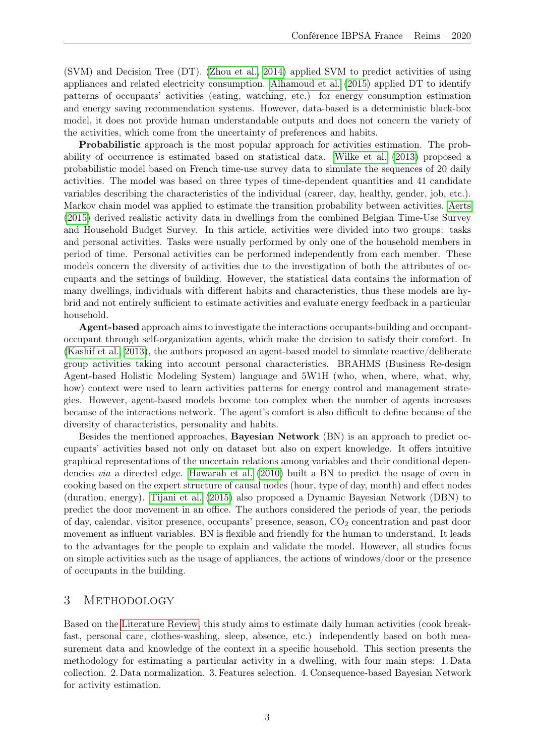(SVM) and Decision Tree (DT). (Zhou et al., 2014) applied SVM to predict activities of using appliances and related electricity consumption. Alhamoud et al. (2015) applied DT to identify patterns of occupants' activities (eating, watching, etc.) for energy consumption estimation and energy saving recommendation systems. However, data-based is a deterministic black-box model, it does not provide human understandable outputs and does not concern the variety of the activities, which come from the uncertainty of preferences and habits.

**Probabilistic** approach is the most popular approach for activities estimation. The probability of occurrence is estimated based on statistical data. Wilke et al. (2013) proposed a probabilistic model based on French time-use survey data to simulate the sequences of 20 daily activities. The model was based on three types of time-dependent quantities and 41 candidate variables describing the characteristics of the individual (career, day, healthy, gender, job, etc.). Markov chain model was applied to estimate the transition probability between activities. Aerts (2015) derived realistic activity data in dwellings from the combined Belgian Time-Use Survey and Household Budget Survey. In this article, activities were divided into two groups: tasks and personal activities. Tasks were usually performed by only one of the household members in period of time. Personal activities can be performed independently from each member. These models concern the diversity of activities due to the investigation of both the attributes of occupants and the settings of building. However, the statistical data contains the information of many dwellings, individuals with different habits and characteristics, thus these models are hybrid and not entirely sufficient to estimate activities and evaluate energy feedback in a particular household.

**Agent-based** approach aims to investigate the interactions occupants-building and occupant-occupant through self-organization agents, which make the decision to satisfy their comfort. In (Kashif et al., 2013), the authors proposed an agent-based model to simulate reactive/deliberate group activities taking into account personal characteristics. BRAHMS (Business Re-design Agent-based Holistic Modeling System) language and 5W1H (who, when, where, what, why, how) context were used to learn activities patterns for energy control and management strategies. However, agent-based models become too complex when the number of agents increases because of the interactions network. The agent's comfort is also difficult to define because of the diversity of characteristics, personality and habits.

Besides the mentioned approaches, **Bayesian Network** (BN) is an approach to predict occupants' activities based not only on dataset but also on expert knowledge. It offers intuitive graphical representations of the uncertain relations among variables and their conditional dependencies *via* a directed edge. Hawarah et al. (2010) built a BN to predict the usage of oven in cooking based on the expert structure of causal nodes (hour, type of day, month) and effect nodes (duration, energy). Tijani et al. (2015) also proposed a Dynamic Bayesian Network (DBN) to predict the door movement in an office. The authors considered the periods of year, the periods of day, calendar, visitor presence, occupants' presence, season, $CO_2$ concentration and past door movement as influent variables. BN is flexible and friendly for the human to understand. It leads to the advantages for the people to explain and validate the model. However, all studies focus on simple activities such as the usage of appliances, the actions of windows/door or the presence of occupants in the building.

# 3 Methodology

Based on the Literature Review, this study aims to estimate daily human activities (cook breakfast, personal care, clothes-washing, sleep, absence, etc.) independently based on both measurement data and knowledge of the context in a specific household. This section presents the methodology for estimating a particular activity in a dwelling, with four main steps: 1. Data collection. 2. Data normalization. 3. Features selection. 4. Consequence-based Bayesian Network for activity estimation.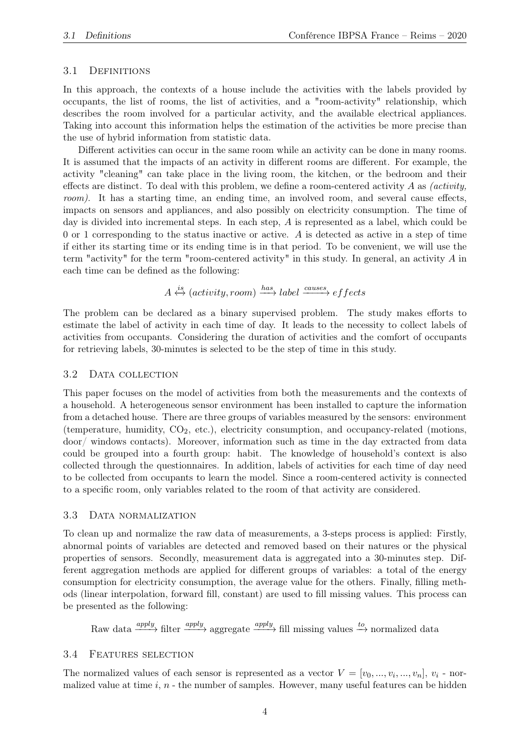### 3.1 Definitions

In this approach, the contexts of a house include the activities with the labels provided by occupants, the list of rooms, the list of activities, and a "room-activity" relationship, which describes the room involved for a particular activity, and the available electrical appliances. Taking into account this information helps the estimation of the activities be more precise than the use of hybrid information from statistic data.

Different activities can occur in the same room while an activity can be done in many rooms. It is assumed that the impacts of an activity in different rooms are different. For example, the activity "cleaning" can take place in the living room, the kitchen, or the bedroom and their effects are distinct. To deal with this problem, we define a room-centered activity $A$ as *(activity, room)*. It has a starting time, an ending time, an involved room, and several cause effects, impacts on sensors and appliances, and also possibly on electricity consumption. The time of day is divided into incremental steps. In each step, $A$ is represented as a label, which could be 0 or 1 corresponding to the status inactive or active. $A$ is detected as active in a step of time if either its starting time or its ending time is in that period. To be convenient, we will use the term "activity" for the term "room-centered activity" in this study. In general, an activity $A$ in each time can be defined as the following:

$$A \overset{is}{\longleftrightarrow} (activity, room) \xrightarrow{has} label \xrightarrow{causes} effects$$

The problem can be declared as a binary supervised problem. The study makes efforts to estimate the label of activity in each time of day. It leads to the necessity to collect labels of activities from occupants. Considering the duration of activities and the comfort of occupants for retrieving labels, 30-minutes is selected to be the step of time in this study.

### 3.2 Data collection

This paper focuses on the model of activities from both the measurements and the contexts of a household. A heterogeneous sensor environment has been installed to capture the information from a detached house. There are three groups of variables measured by the sensors: environment (temperature, humidity, $CO_2$, etc.), electricity consumption, and occupancy-related (motions, door/ windows contacts). Moreover, information such as time in the day extracted from data could be grouped into a fourth group: habit. The knowledge of household's context is also collected through the questionnaires. In addition, labels of activities for each time of day need to be collected from occupants to learn the model. Since a room-centered activity is connected to a specific room, only variables related to the room of that activity are considered.

### 3.3 Data normalization

To clean up and normalize the raw data of measurements, a 3-steps process is applied: Firstly, abnormal points of variables are detected and removed based on their natures or the physical properties of sensors. Secondly, measurement data is aggregated into a 30-minutes step. Different aggregation methods are applied for different groups of variables: a total of the energy consumption for electricity consumption, the average value for the others. Finally, filling methods (linear interpolation, forward fill, constant) are used to fill missing values. This process can be presented as the following:

$$\text{Raw data} \xrightarrow{apply} \text{filter} \xrightarrow{apply} \text{aggregate} \xrightarrow{apply} \text{fill missing values} \xrightarrow{to} \text{normalized data}$$

### 3.4 Features selection

The normalized values of each sensor is represented as a vector $V = [v_0, ..., v_i, ..., v_n]$, $v_i$ - normalized value at time $i$, $n$ - the number of samples. However, many useful features can be hidden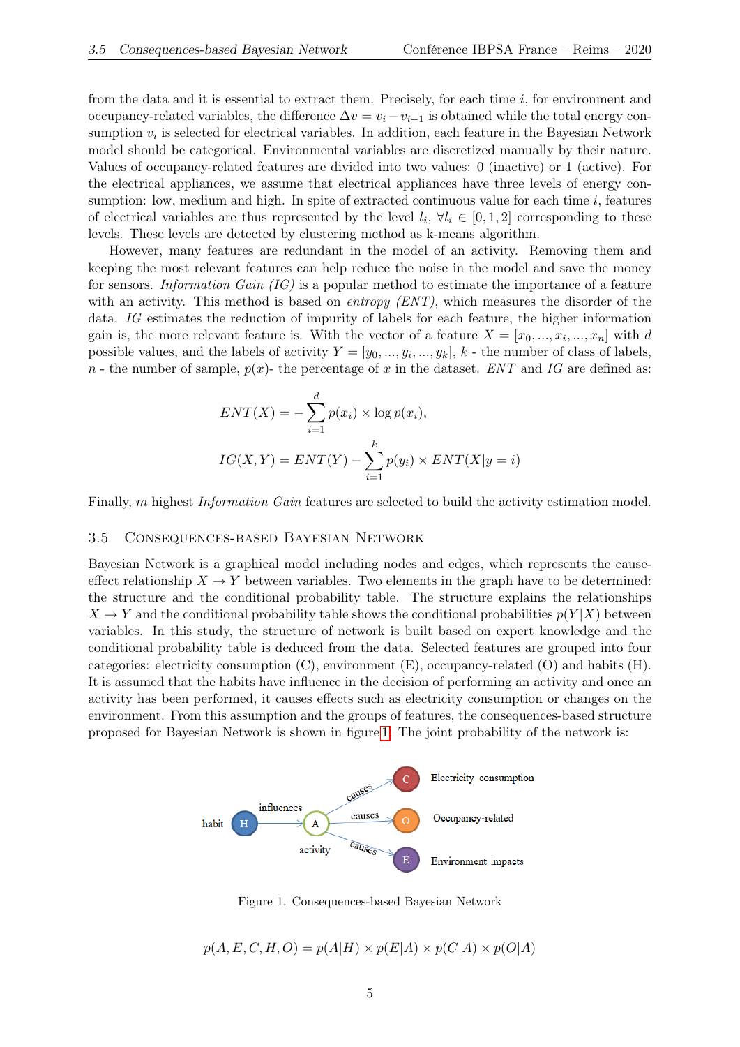from the data and it is essential to extract them. Precisely, for each time $i$, for environment and occupancy-related variables, the difference $\Delta v = v_i - v_{i-1}$ is obtained while the total energy consumption $v_i$ is selected for electrical variables. In addition, each feature in the Bayesian Network model should be categorical. Environmental variables are discretized manually by their nature. Values of occupancy-related features are divided into two values: 0 (inactive) or 1 (active). For the electrical appliances, we assume that electrical appliances have three levels of energy consumption: low, medium and high. In spite of extracted continuous value for each time $i$, features of electrical variables are thus represented by the level $l_i$, $\forall l_i \in [0, 1, 2]$ corresponding to these levels. These levels are detected by clustering method as k-means algorithm.

However, many features are redundant in the model of an activity. Removing them and keeping the most relevant features can help reduce the noise in the model and save the money for sensors. *Information Gain (IG)* is a popular method to estimate the importance of a feature with an activity. This method is based on *entropy (ENT)*, which measures the disorder of the data. *IG* estimates the reduction of impurity of labels for each feature, the higher information gain is, the more relevant feature is. With the vector of a feature $X = [x_0, ..., x_i, ..., x_n]$ with $d$ possible values, and the labels of activity $Y = [y_0, ..., y_i, ..., y_k]$, $k$ - the number of class of labels, $n$ - the number of sample, $p(x)$- the percentage of $x$ in the dataset. *ENT* and *IG* are defined as:

$$ENT(X) = -\sum_{i=1}^{d} p(x_i) \times \log p(x_i),$$

$$IG(X, Y) = ENT(Y) - \sum_{i=1}^{k} p(y_i) \times ENT(X|y = i)$$

Finally, $m$ highest *Information Gain* features are selected to build the activity estimation model.

## 3.5 Consequences-based Bayesian Network

Bayesian Network is a graphical model including nodes and edges, which represents the cause-effect relationship $X \rightarrow Y$ between variables. Two elements in the graph have to be determined: the structure and the conditional probability table. The structure explains the relationships $X \rightarrow Y$ and the conditional probability table shows the conditional probabilities $p(Y|X)$ between variables. In this study, the structure of network is built based on expert knowledge and the conditional probability table is deduced from the data. Selected features are grouped into four categories: electricity consumption (C), environment (E), occupancy-related (O) and habits (H). It is assumed that the habits have influence in the decision of performing an activity and once an activity has been performed, it causes effects such as electricity consumption or changes on the environment. From this assumption and the groups of features, the consequences-based structure proposed for Bayesian Network is shown in figure 1. The joint probability of the network is:

Figure 1. Consequences-based Bayesian Network

$$p(A, E, C, H, O) = p(A|H) \times p(E|A) \times p(C|A) \times p(O|A)$$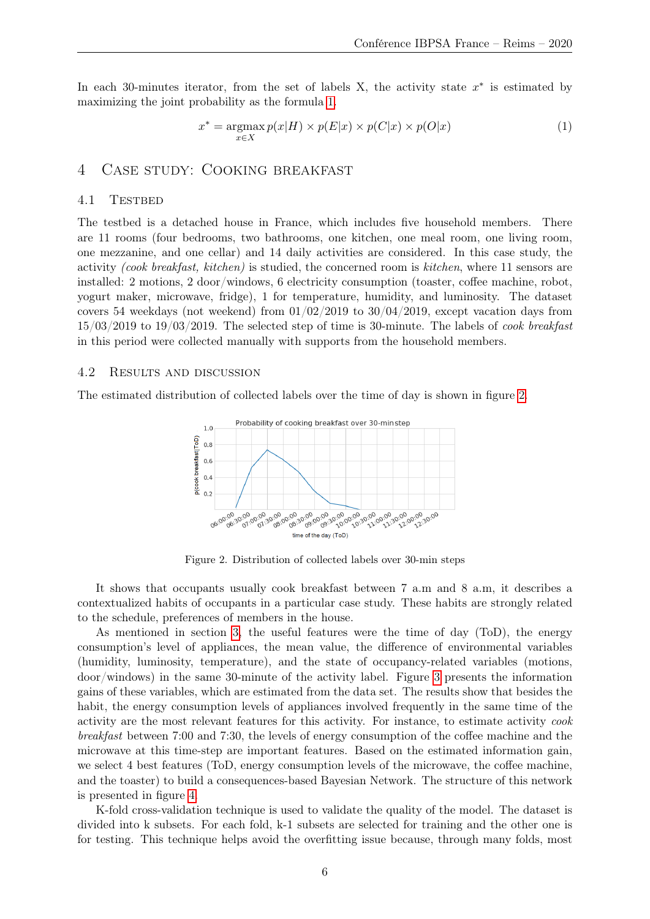In each 30-minutes iterator, from the set of labels X, the activity state $x^*$ is estimated by maximizing the joint probability as the formula 1.

$$x^* = \underset{x \in X}{\operatorname{argmax}}\, p(x|H) \times p(E|x) \times p(C|x) \times p(O|x) \tag{1}$$

## 4 Case study: Cooking breakfast

### 4.1 Testbed

The testbed is a detached house in France, which includes five household members. There are 11 rooms (four bedrooms, two bathrooms, one kitchen, one meal room, one living room, one mezzanine, and one cellar) and 14 daily activities are considered. In this case study, the activity *(cook breakfast, kitchen)* is studied, the concerned room is *kitchen*, where 11 sensors are installed: 2 motions, 2 door/windows, 6 electricity consumption (toaster, coffee machine, robot, yogurt maker, microwave, fridge), 1 for temperature, humidity, and luminosity. The dataset covers 54 weekdays (not weekend) from 01/02/2019 to 30/04/2019, except vacation days from 15/03/2019 to 19/03/2019. The selected step of time is 30-minute. The labels of *cook breakfast* in this period were collected manually with supports from the household members.

### 4.2 Results and discussion

The estimated distribution of collected labels over the time of day is shown in figure 2.

Figure 2. Distribution of collected labels over 30-min steps

It shows that occupants usually cook breakfast between 7 a.m and 8 a.m, it describes a contextualized habits of occupants in a particular case study. These habits are strongly related to the schedule, preferences of members in the house.

As mentioned in section 3, the useful features were the time of day (ToD), the energy consumption's level of appliances, the mean value, the difference of environmental variables (humidity, luminosity, temperature), and the state of occupancy-related variables (motions, door/windows) in the same 30-minute of the activity label. Figure 3 presents the information gains of these variables, which are estimated from the data set. The results show that besides the habit, the energy consumption levels of appliances involved frequently in the same time of the activity are the most relevant features for this activity. For instance, to estimate activity *cook breakfast* between 7:00 and 7:30, the levels of energy consumption of the coffee machine and the microwave at this time-step are important features. Based on the estimated information gain, we select 4 best features (ToD, energy consumption levels of the microwave, the coffee machine, and the toaster) to build a consequences-based Bayesian Network. The structure of this network is presented in figure 4.

K-fold cross-validation technique is used to validate the quality of the model. The dataset is divided into k subsets. For each fold, k-1 subsets are selected for training and the other one is for testing. This technique helps avoid the overfitting issue because, through many folds, most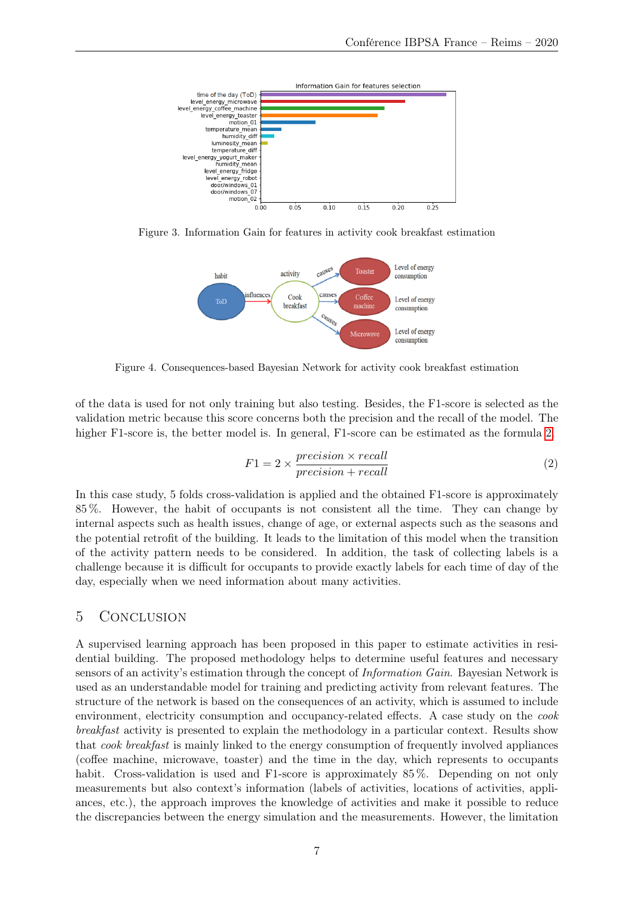Figure 3. Information Gain for features in activity cook breakfast estimation

Figure 4. Consequences-based Bayesian Network for activity cook breakfast estimation

of the data is used for not only training but also testing. Besides, the F1-score is selected as the validation metric because this score concerns both the precision and the recall of the model. The higher F1-score is, the better model is. In general, F1-score can be estimated as the formula 2.

$$F1 = 2 \times \frac{precision \times recall}{precision + recall} \tag{2}$$

In this case study, 5 folds cross-validation is applied and the obtained F1-score is approximately 85 %. However, the habit of occupants is not consistent all the time. They can change by internal aspects such as health issues, change of age, or external aspects such as the seasons and the potential retrofit of the building. It leads to the limitation of this model when the transition of the activity pattern needs to be considered. In addition, the task of collecting labels is a challenge because it is difficult for occupants to provide exactly labels for each time of day of the day, especially when we need information about many activities.

## 5 Conclusion

A supervised learning approach has been proposed in this paper to estimate activities in residential building. The proposed methodology helps to determine useful features and necessary sensors of an activity's estimation through the concept of *Information Gain*. Bayesian Network is used as an understandable model for training and predicting activity from relevant features. The structure of the network is based on the consequences of an activity, which is assumed to include environment, electricity consumption and occupancy-related effects. A case study on the *cook breakfast* activity is presented to explain the methodology in a particular context. Results show that *cook breakfast* is mainly linked to the energy consumption of frequently involved appliances (coffee machine, microwave, toaster) and the time in the day, which represents to occupants habit. Cross-validation is used and F1-score is approximately 85 %. Depending on not only measurements but also context's information (labels of activities, locations of activities, appliances, etc.), the approach improves the knowledge of activities and make it possible to reduce the discrepancies between the energy simulation and the measurements. However, the limitation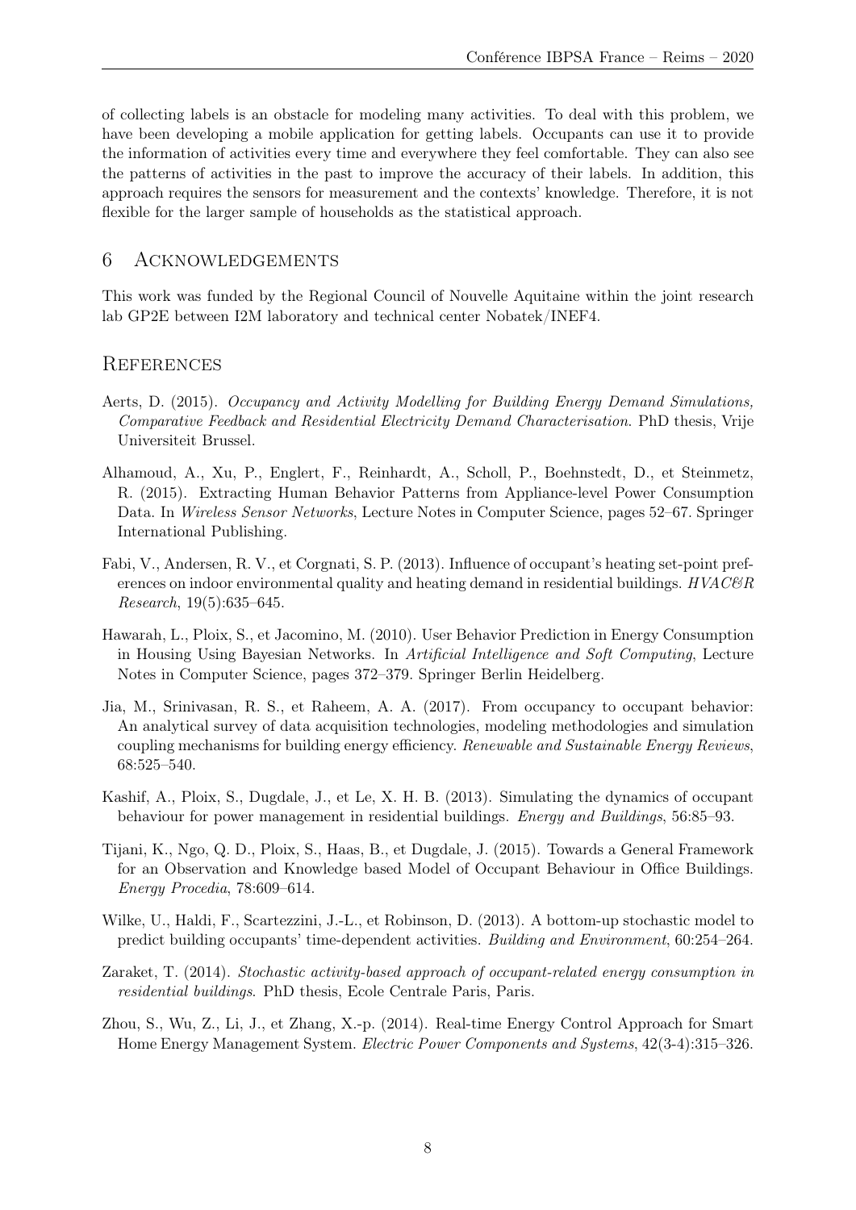of collecting labels is an obstacle for modeling many activities. To deal with this problem, we have been developing a mobile application for getting labels. Occupants can use it to provide the information of activities every time and everywhere they feel comfortable. They can also see the patterns of activities in the past to improve the accuracy of their labels. In addition, this approach requires the sensors for measurement and the contexts' knowledge. Therefore, it is not flexible for the larger sample of households as the statistical approach.

## 6 Acknowledgements

This work was funded by the Regional Council of Nouvelle Aquitaine within the joint research lab GP2E between I2M laboratory and technical center Nobatek/INEF4.

## References

Aerts, D. (2015). *Occupancy and Activity Modelling for Building Energy Demand Simulations, Comparative Feedback and Residential Electricity Demand Characterisation*. PhD thesis, Vrije Universiteit Brussel.

Alhamoud, A., Xu, P., Englert, F., Reinhardt, A., Scholl, P., Boehnstedt, D., et Steinmetz, R. (2015). Extracting Human Behavior Patterns from Appliance-level Power Consumption Data. In *Wireless Sensor Networks*, Lecture Notes in Computer Science, pages 52–67. Springer International Publishing.

Fabi, V., Andersen, R. V., et Corgnati, S. P. (2013). Influence of occupant's heating set-point preferences on indoor environmental quality and heating demand in residential buildings. *HVAC&R Research*, 19(5):635–645.

Hawarah, L., Ploix, S., et Jacomino, M. (2010). User Behavior Prediction in Energy Consumption in Housing Using Bayesian Networks. In *Artificial Intelligence and Soft Computing*, Lecture Notes in Computer Science, pages 372–379. Springer Berlin Heidelberg.

Jia, M., Srinivasan, R. S., et Raheem, A. A. (2017). From occupancy to occupant behavior: An analytical survey of data acquisition technologies, modeling methodologies and simulation coupling mechanisms for building energy efficiency. *Renewable and Sustainable Energy Reviews*, 68:525–540.

Kashif, A., Ploix, S., Dugdale, J., et Le, X. H. B. (2013). Simulating the dynamics of occupant behaviour for power management in residential buildings. *Energy and Buildings*, 56:85–93.

Tijani, K., Ngo, Q. D., Ploix, S., Haas, B., et Dugdale, J. (2015). Towards a General Framework for an Observation and Knowledge based Model of Occupant Behaviour in Office Buildings. *Energy Procedia*, 78:609–614.

Wilke, U., Haldi, F., Scartezzini, J.-L., et Robinson, D. (2013). A bottom-up stochastic model to predict building occupants' time-dependent activities. *Building and Environment*, 60:254–264.

Zaraket, T. (2014). *Stochastic activity-based approach of occupant-related energy consumption in residential buildings*. PhD thesis, Ecole Centrale Paris, Paris.

Zhou, S., Wu, Z., Li, J., et Zhang, X.-p. (2014). Real-time Energy Control Approach for Smart Home Energy Management System. *Electric Power Components and Systems*, 42(3-4):315–326.